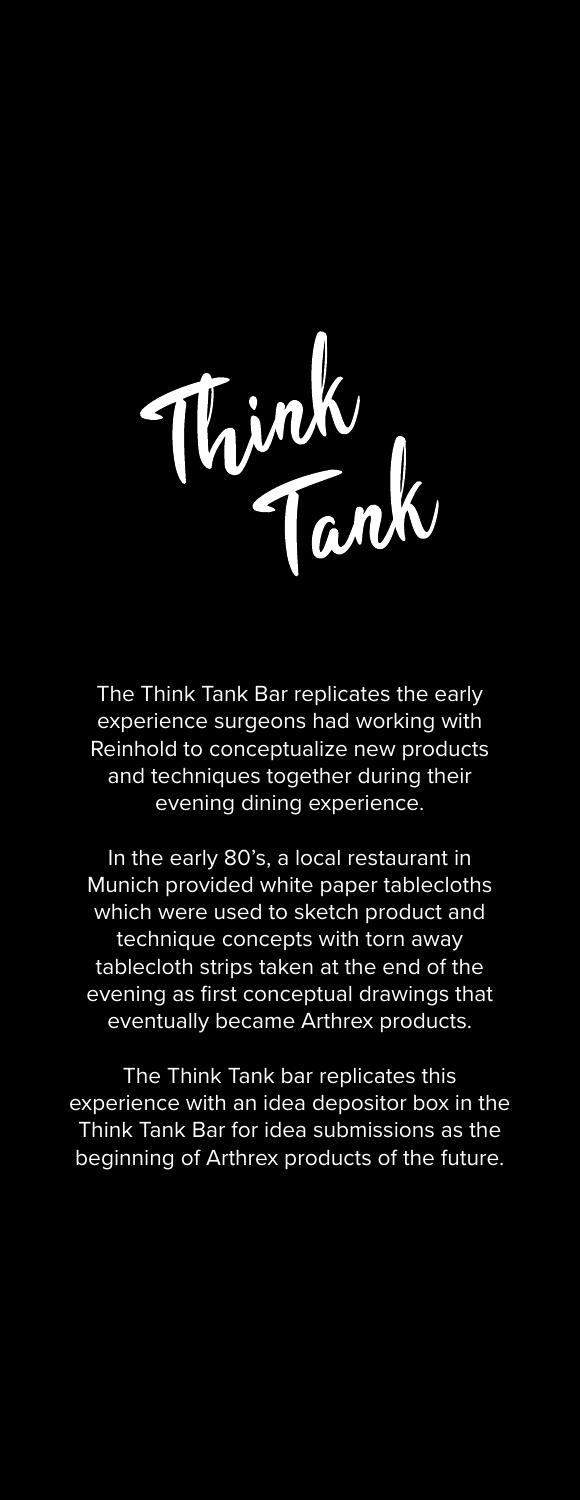# Think Tank

The Think Tank Bar replicates the early experience surgeons had working with Reinhold to conceptualize new products and techniques together during their evening dining experience.

In the early 80's, a local restaurant in Munich provided white paper tablecloths which were used to sketch product and technique concepts with torn away tablecloth strips taken at the end of the evening as first conceptual drawings that eventually became Arthrex products.

The Think Tank bar replicates this experience with an idea depositor box in the Think Tank Bar for idea submissions as the beginning of Arthrex products of the future.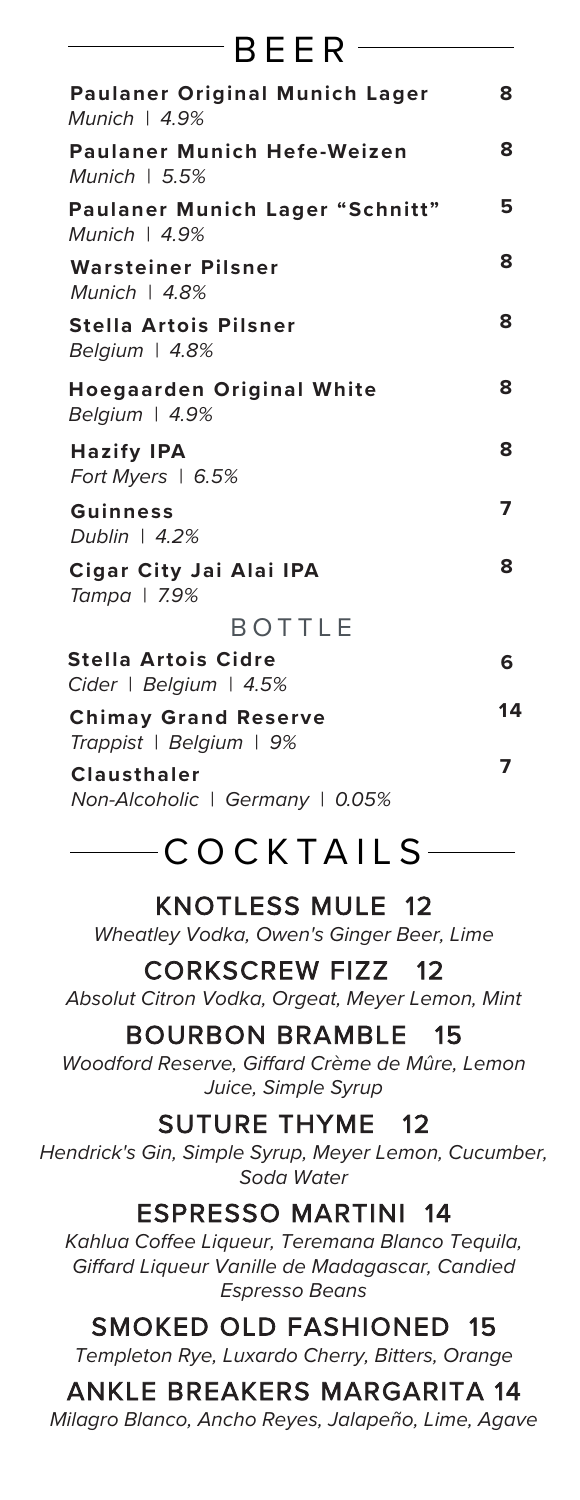## BEER

| | |
|---|---|
| **Paulaner Original Munich Lager**<br>*Munich \| 4.9%* | 8 |
| **Paulaner Munich Hefe-Weizen**<br>*Munich \| 5.5%* | 8 |
| **Paulaner Munich Lager "Schnitt"**<br>*Munich \| 4.9%* | 5 |
| **Warsteiner Pilsner**<br>*Munich \| 4.8%* | 8 |
| **Stella Artois Pilsner**<br>*Belgium \| 4.8%* | 8 |
| **Hoegaarden Original White**<br>*Belgium \| 4.9%* | 8 |
| **Hazify IPA**<br>*Fort Myers \| 6.5%* | 8 |
| **Guinness**<br>*Dublin \| 4.2%* | 7 |
| **Cigar City Jai Alai IPA**<br>*Tampa \| 7.9%* | 8 |

### BOTTLE

| | |
|---|---|
| **Stella Artois Cidre**<br>*Cider \| Belgium \| 4.5%* | 6 |
| **Chimay Grand Reserve**<br>*Trappist \| Belgium \| 9%* | 14 |
| **Clausthaler**<br>*Non-Alcoholic \| Germany \| 0.05%* | 7 |

## COCKTAILS

### KNOTLESS MULE 12
*Wheatley Vodka, Owen's Ginger Beer, Lime*

### CORKSCREW FIZZ 12
*Absolut Citron Vodka, Orgeat, Meyer Lemon, Mint*

### BOURBON BRAMBLE 15
*Woodford Reserve, Giffard Crème de Mûre, Lemon Juice, Simple Syrup*

### SUTURE THYME 12
*Hendrick's Gin, Simple Syrup, Meyer Lemon, Cucumber, Soda Water*

### ESPRESSO MARTINI 14
*Kahlua Coffee Liqueur, Teremana Blanco Tequila, Giffard Liqueur Vanille de Madagascar, Candied Espresso Beans*

### SMOKED OLD FASHIONED 15
*Templeton Rye, Luxardo Cherry, Bitters, Orange*

### ANKLE BREAKERS MARGARITA 14
*Milagro Blanco, Ancho Reyes, Jalapeño, Lime, Agave*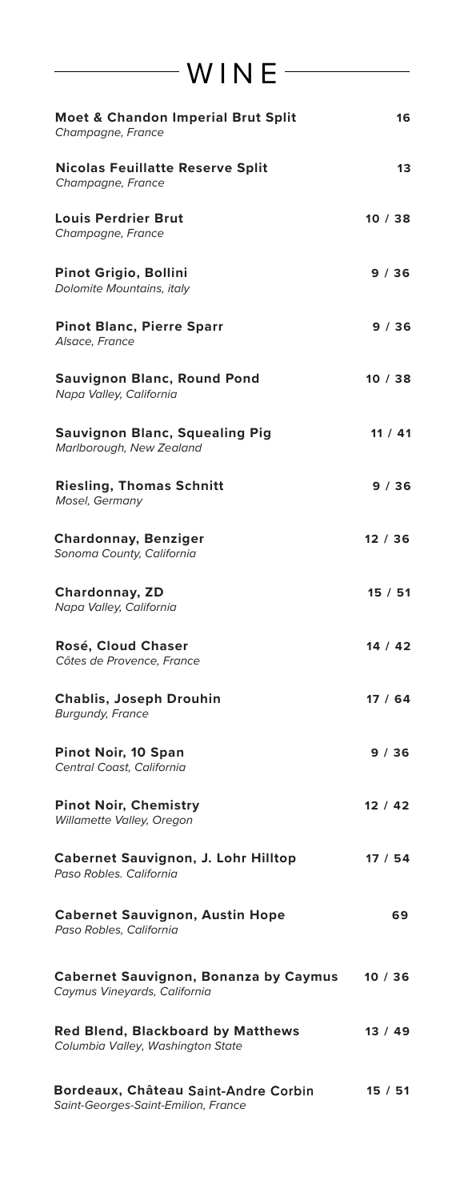# WINE

**Moet & Chandon Imperial Brut Split** 16
*Champagne, France*

**Nicolas Feuillatte Reserve Split** 13
*Champagne, France*

**Louis Perdrier Brut** 10 / 38
*Champagne, France*

**Pinot Grigio, Bollini** 9 / 36
*Dolomite Mountains, italy*

**Pinot Blanc, Pierre Sparr** 9 / 36
*Alsace, France*

**Sauvignon Blanc, Round Pond** 10 / 38
*Napa Valley, California*

**Sauvignon Blanc, Squealing Pig** 11 / 41
*Marlborough, New Zealand*

**Riesling, Thomas Schnitt** 9 / 36
*Mosel, Germany*

**Chardonnay, Benziger** 12 / 36
*Sonoma County, California*

**Chardonnay, ZD** 15 / 51
*Napa Valley, California*

**Rosé, Cloud Chaser** 14 / 42
*Côtes de Provence, France*

**Chablis, Joseph Drouhin** 17 / 64
*Burgundy, France*

**Pinot Noir, 10 Span** 9 / 36
*Central Coast, California*

**Pinot Noir, Chemistry** 12 / 42
*Willamette Valley, Oregon*

**Cabernet Sauvignon, J. Lohr Hilltop** 17 / 54
*Paso Robles. California*

**Cabernet Sauvignon, Austin Hope** 69
*Paso Robles, California*

**Cabernet Sauvignon, Bonanza by Caymus** 10 / 36
*Caymus Vineyards, California*

**Red Blend, Blackboard by Matthews** 13 / 49
*Columbia Valley, Washington State*

**Bordeaux, Château Saint-Andre Corbin** 15 / 51
*Saint-Georges-Saint-Emilion, France*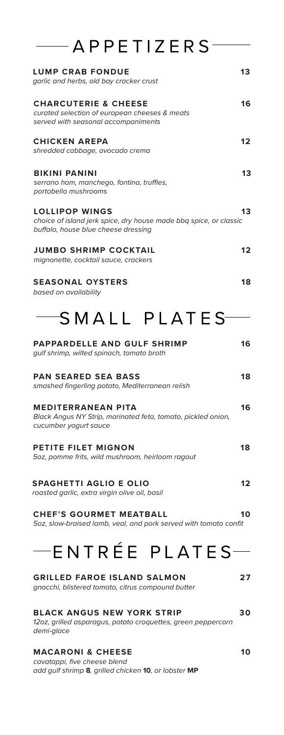# APPETIZERS

**LUMP CRAB FONDUE** 13
*garlic and herbs, old bay cracker crust*

**CHARCUTERIE & CHEESE** 16
*curated selection of european cheeses & meats served with seasonal accompaniments*

**CHICKEN AREPA** 12
*shredded cabbage, avocado crema*

**BIKINI PANINI** 13
*serrano ham, manchego, fontina, truffles, portobello mushrooms*

**LOLLIPOP WINGS** 13
*choice of island jerk spice, dry house made bbq spice, or classic buffalo, house blue cheese dressing*

**JUMBO SHRIMP COCKTAIL** 12
*mignonette, cocktail sauce, crackers*

**SEASONAL OYSTERS** 18
*based on availability*

# SMALL PLATES

**PAPPARDELLE AND GULF SHRIMP** 16
*gulf shrimp, wilted spinach, tomato broth*

**PAN SEARED SEA BASS** 18
*smashed fingerling potato, Mediterranean relish*

**MEDITERRANEAN PITA** 16
*Black Angus NY Strip, marinated feta, tomato, pickled onion, cucumber yogurt sauce*

**PETITE FILET MIGNON** 18
*5oz, pomme frits, wild mushroom, heirloom ragout*

**SPAGHETTI AGLIO E OLIO** 12
*roasted garlic, extra virgin olive oil, basil*

**CHEF'S GOURMET MEATBALL** 10
*5oz, slow-braised lamb, veal, and pork served with tomato confit*

# ENTRÉE PLATES

**GRILLED FAROE ISLAND SALMON** 27
*gnocchi, blistered tomato, citrus compound butter*

**BLACK ANGUS NEW YORK STRIP** 30
*12oz, grilled asparagus, potato croquettes, green peppercorn demi-glace*

**MACARONI & CHEESE** 10
*cavatappi, five cheese blend*
*add gulf shrimp* **8**, *grilled chicken* **10**, *or lobster* **MP**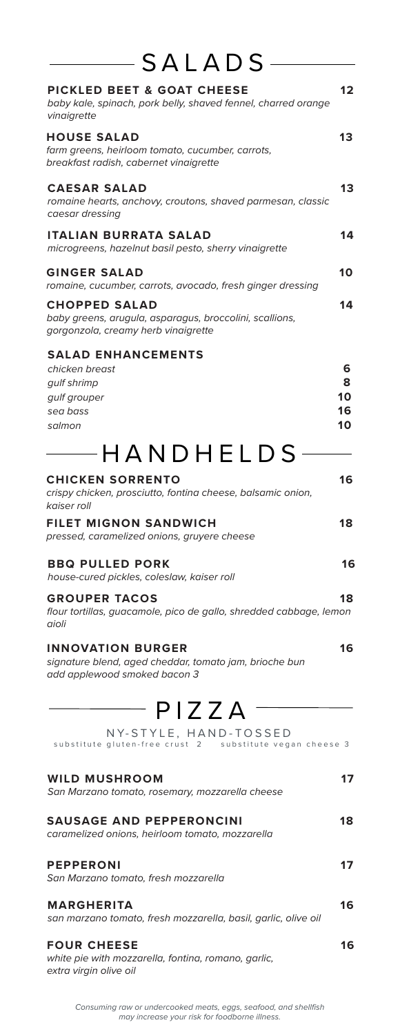# SALADS

**PICKLED BEET & GOAT CHEESE** 12
*baby kale, spinach, pork belly, shaved fennel, charred orange vinaigrette*

**HOUSE SALAD** 13
*farm greens, heirloom tomato, cucumber, carrots, breakfast radish, cabernet vinaigrette*

**CAESAR SALAD** 13
*romaine hearts, anchovy, croutons, shaved parmesan, classic caesar dressing*

**ITALIAN BURRATA SALAD** 14
*microgreens, hazelnut basil pesto, sherry vinaigrette*

**GINGER SALAD** 10
*romaine, cucumber, carrots, avocado, fresh ginger dressing*

**CHOPPED SALAD** 14
*baby greens, arugula, asparagus, broccolini, scallions, gorgonzola, creamy herb vinaigrette*

**SALAD ENHANCEMENTS**

*chicken breast* 6
*gulf shrimp* 8
*gulf grouper* 10
*sea bass* 16
*salmon* 10

# HANDHELDS

**CHICKEN SORRENTO** 16
*crispy chicken, prosciutto, fontina cheese, balsamic onion, kaiser roll*

**FILET MIGNON SANDWICH** 18
*pressed, caramelized onions, gruyere cheese*

**BBQ PULLED PORK** 16
*house-cured pickles, coleslaw, kaiser roll*

**GROUPER TACOS** 18
*flour tortillas, guacamole, pico de gallo, shredded cabbage, lemon aioli*

**INNOVATION BURGER** 16
*signature blend, aged cheddar, tomato jam, brioche bun*
*add applewood smoked bacon 3*

# PIZZA

NY-STYLE, HAND-TOSSED
substitute gluten-free crust 2 substitute vegan cheese 3

**WILD MUSHROOM** 17
*San Marzano tomato, rosemary, mozzarella cheese*

**SAUSAGE AND PEPPERONCINI** 18
*caramelized onions, heirloom tomato, mozzarella*

**PEPPERONI** 17
*San Marzano tomato, fresh mozzarella*

**MARGHERITA** 16
*san marzano tomato, fresh mozzarella, basil, garlic, olive oil*

**FOUR CHEESE** 16
*white pie with mozzarella, fontina, romano, garlic, extra virgin olive oil*

*Consuming raw or undercooked meats, eggs, seafood, and shellfish may increase your risk for foodborne illness.*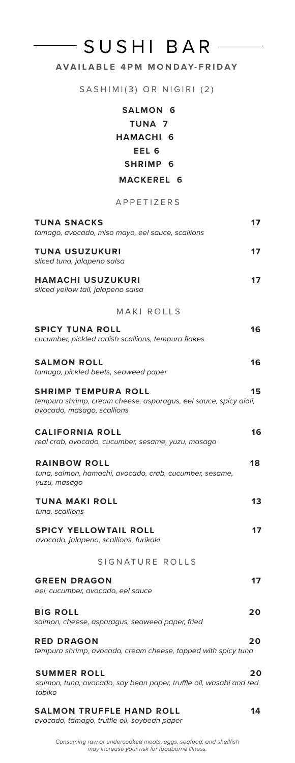# SUSHI BAR

**AVAILABLE 4PM MONDAY-FRIDAY**

SASHIMI(3) OR NIGIRI (2)

**SALMON 6**
**TUNA 7**
**HAMACHI 6**
**EEL 6**
**SHRIMP 6**
**MACKEREL 6**

## APPETIZERS

**TUNA SNACKS** 17
*tamago, avocado, miso mayo, eel sauce, scallions*

**TUNA USUZUKURI** 17
*sliced tuna, jalapeno salsa*

**HAMACHI USUZUKURI** 17
*sliced yellow tail, jalapeno salsa*

## MAKI ROLLS

**SPICY TUNA ROLL** 16
*cucumber, pickled radish scallions, tempura flakes*

**SALMON ROLL** 16
*tamago, pickled beets, seaweed paper*

**SHRIMP TEMPURA ROLL** 15
*tempura shrimp, cream cheese, asparagus, eel sauce, spicy aioli, avocado, masago, scallions*

**CALIFORNIA ROLL** 16
*real crab, avocado, cucumber, sesame, yuzu, masago*

**RAINBOW ROLL** 18
*tuna, salmon, hamachi, avocado, crab, cucumber, sesame, yuzu, masago*

**TUNA MAKI ROLL** 13
*tuna, scallions*

**SPICY YELLOWTAIL ROLL** 17
*avocado, jalapeno, scallions, furikaki*

## SIGNATURE ROLLS

**GREEN DRAGON** 17
*eel, cucumber, avocado, eel sauce*

**BIG ROLL** 20
*salmon, cheese, asparagus, seaweed paper, fried*

**RED DRAGON** 20
*tempura shrimp, avocado, cream cheese, topped with spicy tuna*

**SUMMER ROLL** 20
*salmon, tuna, avocado, soy bean paper, truffle oil, wasabi and red tobiko*

**SALMON TRUFFLE HAND ROLL** 14
*avocado, tamago, truffle oil, soybean paper*

*Consuming raw or undercooked meats, eggs, seafood, and shellfish may increase your risk for foodborne illness.*